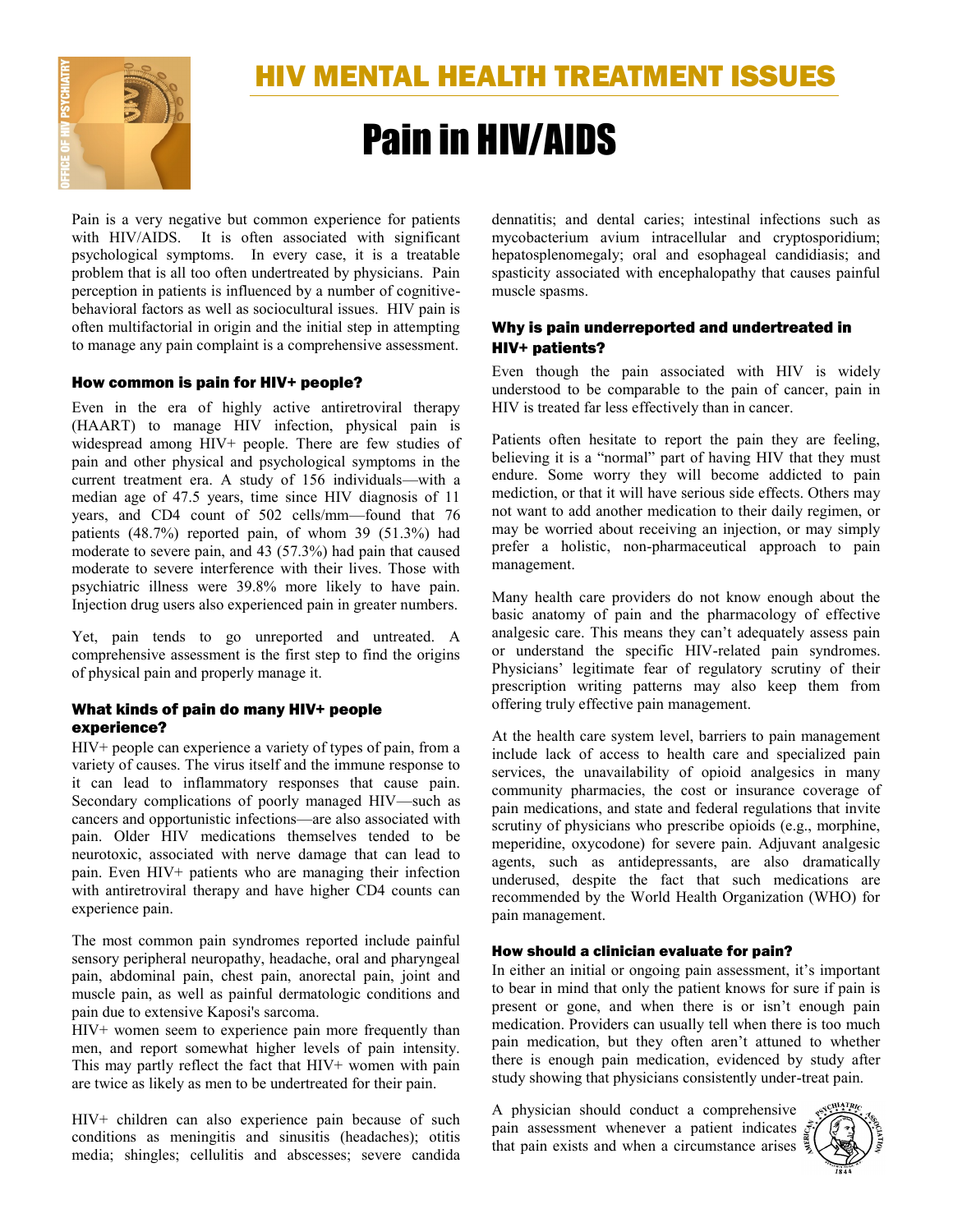# HIV MENTAL HEALTH TREATMENT ISSUES

# Pain in HIV/AIDS

Pain is a very negative but common experience for patients with HIV/AIDS. It is often associated with significant psychological symptoms. In every case, it is a treatable problem that is all too often undertreated by physicians. Pain perception in patients is influenced by a number of cognitive-behavioral factors as well as sociocultural issues. HIV pain is often multifactorial in origin and the initial step in attempting to manage any pain complaint is a comprehensive assessment.

### How common is pain for HIV+ people?

Even in the era of highly active antiretroviral therapy (HAART) to manage HIV infection, physical pain is widespread among HIV+ people. There are few studies of pain and other physical and psychological symptoms in the current treatment era. A study of 156 individuals—with a median age of 47.5 years, time since HIV diagnosis of 11 years, and CD4 count of 502 cells/mm—found that 76 patients (48.7%) reported pain, of whom 39 (51.3%) had moderate to severe pain, and 43 (57.3%) had pain that caused moderate to severe interference with their lives. Those with psychiatric illness were 39.8% more likely to have pain. Injection drug users also experienced pain in greater numbers.

Yet, pain tends to go unreported and untreated. A comprehensive assessment is the first step to find the origins of physical pain and properly manage it.

### What kinds of pain do many HIV+ people experience?

HIV+ people can experience a variety of types of pain, from a variety of causes. The virus itself and the immune response to it can lead to inflammatory responses that cause pain. Secondary complications of poorly managed HIV—such as cancers and opportunistic infections—are also associated with pain. Older HIV medications themselves tended to be neurotoxic, associated with nerve damage that can lead to pain. Even HIV+ patients who are managing their infection with antiretroviral therapy and have higher CD4 counts can experience pain.

The most common pain syndromes reported include painful sensory peripheral neuropathy, headache, oral and pharyngeal pain, abdominal pain, chest pain, anorectal pain, joint and muscle pain, as well as painful dermatologic conditions and pain due to extensive Kaposi's sarcoma.

HIV+ women seem to experience pain more frequently than men, and report somewhat higher levels of pain intensity. This may partly reflect the fact that HIV+ women with pain are twice as likely as men to be undertreated for their pain.

HIV+ children can also experience pain because of such conditions as meningitis and sinusitis (headaches); otitis media; shingles; cellulitis and abscesses; severe candida dennatitis; and dental caries; intestinal infections such as mycobacterium avium intracellular and cryptosporidium; hepatosplenomegaly; oral and esophageal candidiasis; and spasticity associated with encephalopathy that causes painful muscle spasms.

### Why is pain underreported and undertreated in HIV+ patients?

Even though the pain associated with HIV is widely understood to be comparable to the pain of cancer, pain in HIV is treated far less effectively than in cancer.

Patients often hesitate to report the pain they are feeling, believing it is a "normal" part of having HIV that they must endure. Some worry they will become addicted to pain mediction, or that it will have serious side effects. Others may not want to add another medication to their daily regimen, or may be worried about receiving an injection, or may simply prefer a holistic, non-pharmaceutical approach to pain management.

Many health care providers do not know enough about the basic anatomy of pain and the pharmacology of effective analgesic care. This means they can't adequately assess pain or understand the specific HIV-related pain syndromes. Physicians' legitimate fear of regulatory scrutiny of their prescription writing patterns may also keep them from offering truly effective pain management.

At the health care system level, barriers to pain management include lack of access to health care and specialized pain services, the unavailability of opioid analgesics in many community pharmacies, the cost or insurance coverage of pain medications, and state and federal regulations that invite scrutiny of physicians who prescribe opioids (e.g., morphine, meperidine, oxycodone) for severe pain. Adjuvant analgesic agents, such as antidepressants, are also dramatically underused, despite the fact that such medications are recommended by the World Health Organization (WHO) for pain management.

### How should a clinician evaluate for pain?

In either an initial or ongoing pain assessment, it's important to bear in mind that only the patient knows for sure if pain is present or gone, and when there is or isn't enough pain medication. Providers can usually tell when there is too much pain medication, but they often aren't attuned to whether there is enough pain medication, evidenced by study after study showing that physicians consistently under-treat pain.

A physician should conduct a comprehensive pain assessment whenever a patient indicates that pain exists and when a circumstance arises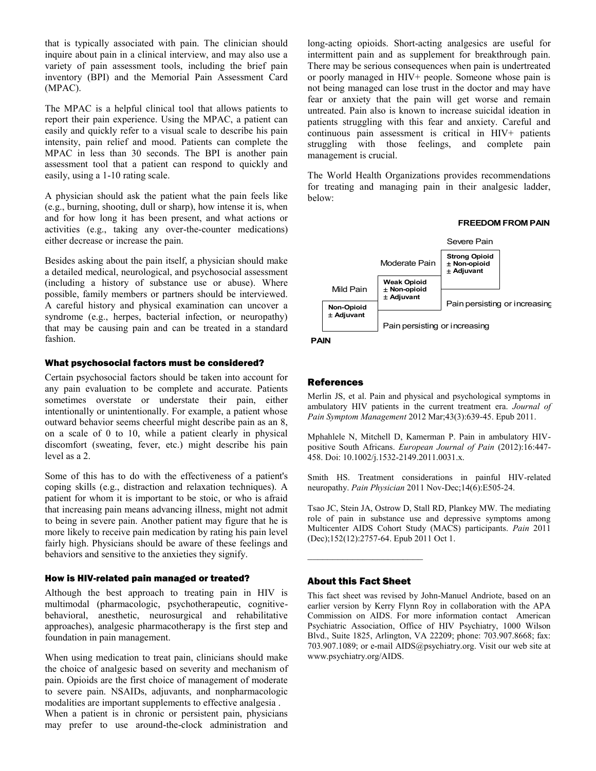that is typically associated with pain. The clinician should inquire about pain in a clinical interview, and may also use a variety of pain assessment tools, including the brief pain inventory (BPI) and the Memorial Pain Assessment Card (MPAC).

The MPAC is a helpful clinical tool that allows patients to report their pain experience. Using the MPAC, a patient can easily and quickly refer to a visual scale to describe his pain intensity, pain relief and mood. Patients can complete the MPAC in less than 30 seconds. The BPI is another pain assessment tool that a patient can respond to quickly and easily, using a 1-10 rating scale.

A physician should ask the patient what the pain feels like (e.g., burning, shooting, dull or sharp), how intense it is, when and for how long it has been present, and what actions or activities (e.g., taking any over-the-counter medications) either decrease or increase the pain.

Besides asking about the pain itself, a physician should make a detailed medical, neurological, and psychosocial assessment (including a history of substance use or abuse). Where possible, family members or partners should be interviewed. A careful history and physical examination can uncover a syndrome (e.g., herpes, bacterial infection, or neuropathy) that may be causing pain and can be treated in a standard fashion.

### What psychosocial factors must be considered?

Certain psychosocial factors should be taken into account for any pain evaluation to be complete and accurate. Patients sometimes overstate or understate their pain, either intentionally or unintentionally. For example, a patient whose outward behavior seems cheerful might describe pain as an 8, on a scale of 0 to 10, while a patient clearly in physical discomfort (sweating, fever, etc.) might describe his pain level as a 2.

Some of this has to do with the effectiveness of a patient's coping skills (e.g., distraction and relaxation techniques). A patient for whom it is important to be stoic, or who is afraid that increasing pain means advancing illness, might not admit to being in severe pain. Another patient may figure that he is more likely to receive pain medication by rating his pain level fairly high. Physicians should be aware of these feelings and behaviors and sensitive to the anxieties they signify.

### How is HIV-related pain managed or treated?

Although the best approach to treating pain in HIV is multimodal (pharmacologic, psychotherapeutic, cognitive-behavioral, anesthetic, neurosurgical and rehabilitative approaches), analgesic pharmacotherapy is the first step and foundation in pain management.

When using medication to treat pain, clinicians should make the choice of analgesic based on severity and mechanism of pain. Opioids are the first choice of management of moderate to severe pain. NSAIDs, adjuvants, and nonpharmacologic modalities are important supplements to effective analgesia .
When a patient is in chronic or persistent pain, physicians may prefer to use around-the-clock administration and long-acting opioids. Short-acting analgesics are useful for intermittent pain and as supplement for breakthrough pain. There may be serious consequences when pain is undertreated or poorly managed in HIV+ people. Someone whose pain is not being managed can lose trust in the doctor and may have fear or anxiety that the pain will get worse and remain untreated. Pain also is known to increase suicidal ideation in patients struggling with this fear and anxiety. Careful and continuous pain assessment is critical in HIV+ patients struggling with those feelings, and complete pain management is crucial.

The World Health Organizations provides recommendations for treating and managing pain in their analgesic ladder, below:

**FREEDOM FROM PAIN**

Severe Pain

**Strong Opioid ± Non-opioid ± Adjuvant**

Moderate Pain

**Weak Opioid ± Non-opioid ± Adjuvant**

Pain persisting or increasing

Mild Pain

**Non-Opioid ± Adjuvant**

Pain persisting or increasing

**PAIN**

### References

Merlin JS, et al. Pain and physical and psychological symptoms in ambulatory HIV patients in the current treatment era. *Journal of Pain Symptom Management* 2012 Mar;43(3):639-45. Epub 2011.

Mphahlele N, Mitchell D, Kamerman P. Pain in ambulatory HIV-positive South Africans. *European Journal of Pain* (2012):16:447-458. Doi: 10.1002/j.1532-2149.2011.0031.x.

Smith HS. Treatment considerations in painful HIV-related neuropathy. *Pain Physician* 2011 Nov-Dec;14(6):E505-24.

Tsao JC, Stein JA, Ostrow D, Stall RD, Plankey MW. The mediating role of pain in substance use and depressive symptoms among Multicenter AIDS Cohort Study (MACS) participants. *Pain* 2011 (Dec);152(12):2757-64. Epub 2011 Oct 1.

---

### About this Fact Sheet

This fact sheet was revised by John-Manuel Andriote, based on an earlier version by Kerry Flynn Roy in collaboration with the APA Commission on AIDS. For more information contact American Psychiatric Association, Office of HIV Psychiatry, 1000 Wilson Blvd., Suite 1825, Arlington, VA 22209; phone: 703.907.8668; fax: 703.907.1089; or e-mail AIDS@psychiatry.org. Visit our web site at www.psychiatry.org/AIDS.